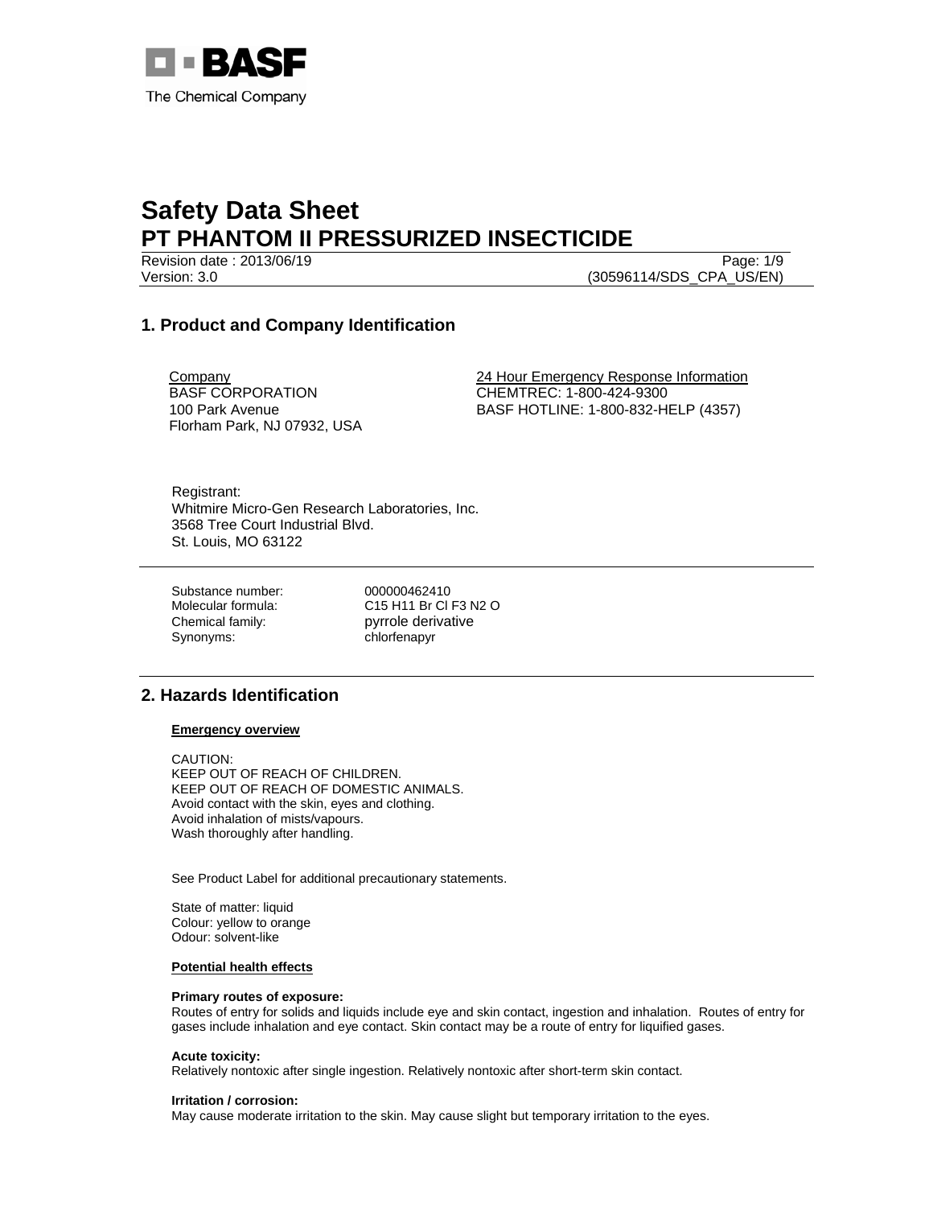# Safety Data Sheet
# PT PHANTOM II PRESSURIZED INSECTICIDE

Revision date : 2013/06/19
Version: 3.0
(30596114/SDS_CPA_US/EN)

## 1. Product and Company Identification

Company
BASF CORPORATION
100 Park Avenue
Florham Park, NJ 07932, USA

24 Hour Emergency Response Information
CHEMTREC: 1-800-424-9300
BASF HOTLINE: 1-800-832-HELP (4357)

Registrant:
Whitmire Micro-Gen Research Laboratories, Inc.
3568 Tree Court Industrial Blvd.
St. Louis, MO 63122

Substance number: 000000462410
Molecular formula: C15 H11 Br Cl F3 N2 O
Chemical family: pyrrole derivative
Synonyms: chlorfenapyr

## 2. Hazards Identification

**Emergency overview**

CAUTION:
KEEP OUT OF REACH OF CHILDREN.
KEEP OUT OF REACH OF DOMESTIC ANIMALS.
Avoid contact with the skin, eyes and clothing.
Avoid inhalation of mists/vapours.
Wash thoroughly after handling.

See Product Label for additional precautionary statements.

State of matter: liquid
Colour: yellow to orange
Odour: solvent-like

**Potential health effects**

**Primary routes of exposure:**
Routes of entry for solids and liquids include eye and skin contact, ingestion and inhalation. Routes of entry for gases include inhalation and eye contact. Skin contact may be a route of entry for liquified gases.

**Acute toxicity:**
Relatively nontoxic after single ingestion. Relatively nontoxic after short-term skin contact.

**Irritation / corrosion:**
May cause moderate irritation to the skin. May cause slight but temporary irritation to the eyes.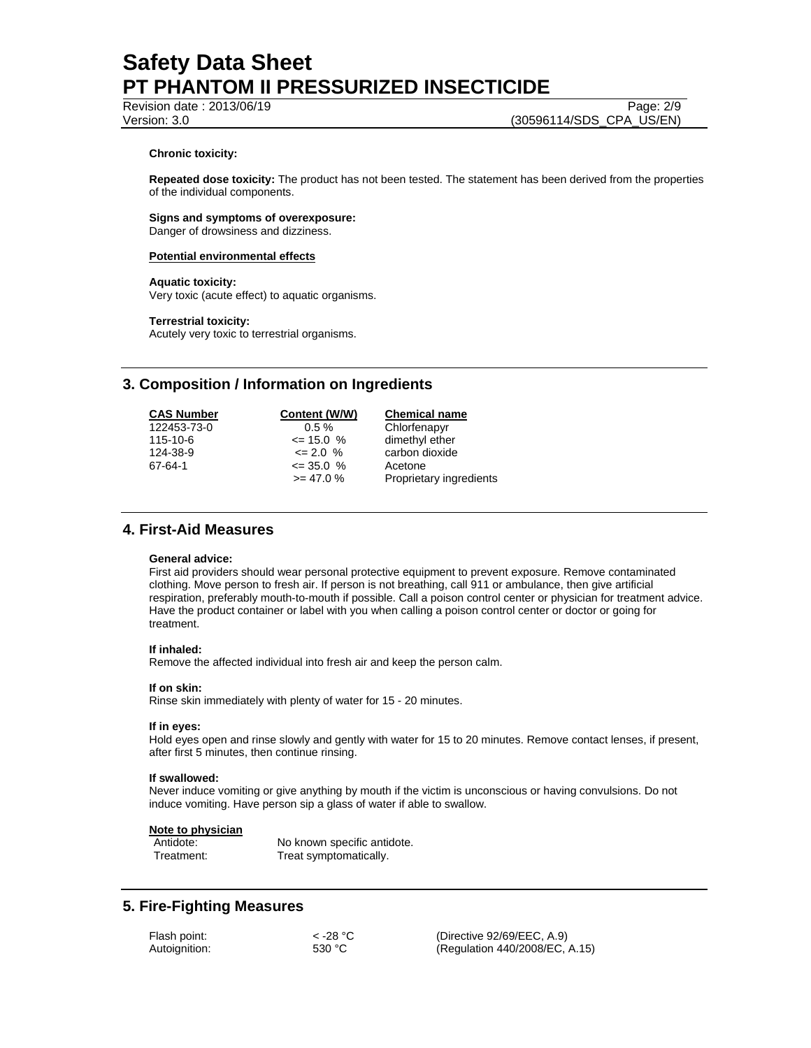**Chronic toxicity:**

**Repeated dose toxicity:** The product has not been tested. The statement has been derived from the properties of the individual components.

**Signs and symptoms of overexposure:**
Danger of drowsiness and dizziness.

**Potential environmental effects**

**Aquatic toxicity:**
Very toxic (acute effect) to aquatic organisms.

**Terrestrial toxicity:**
Acutely very toxic to terrestrial organisms.

## 3. Composition / Information on Ingredients

| CAS Number | Content (W/W) | Chemical name |
|---|---|---|
| 122453-73-0 | 0.5 % | Chlorfenapyr |
| 115-10-6 | <= 15.0 % | dimethyl ether |
| 124-38-9 | <= 2.0 % | carbon dioxide |
| 67-64-1 | <= 35.0 % | Acetone |
| | >= 47.0 % | Proprietary ingredients |

## 4. First-Aid Measures

**General advice:**
First aid providers should wear personal protective equipment to prevent exposure. Remove contaminated clothing. Move person to fresh air. If person is not breathing, call 911 or ambulance, then give artificial respiration, preferably mouth-to-mouth if possible. Call a poison control center or physician for treatment advice. Have the product container or label with you when calling a poison control center or doctor or going for treatment.

**If inhaled:**
Remove the affected individual into fresh air and keep the person calm.

**If on skin:**
Rinse skin immediately with plenty of water for 15 - 20 minutes.

**If in eyes:**
Hold eyes open and rinse slowly and gently with water for 15 to 20 minutes. Remove contact lenses, if present, after first 5 minutes, then continue rinsing.

**If swallowed:**
Never induce vomiting or give anything by mouth if the victim is unconscious or having convulsions. Do not induce vomiting. Have person sip a glass of water if able to swallow.

**Note to physician**

| | |
|---|---|
| Antidote: | No known specific antidote. |
| Treatment: | Treat symptomatically. |

## 5. Fire-Fighting Measures

| | | |
|---|---|---|
| Flash point: | < -28 °C | (Directive 92/69/EEC, A.9) |
| Autoignition: | 530 °C | (Regulation 440/2008/EC, A.15) |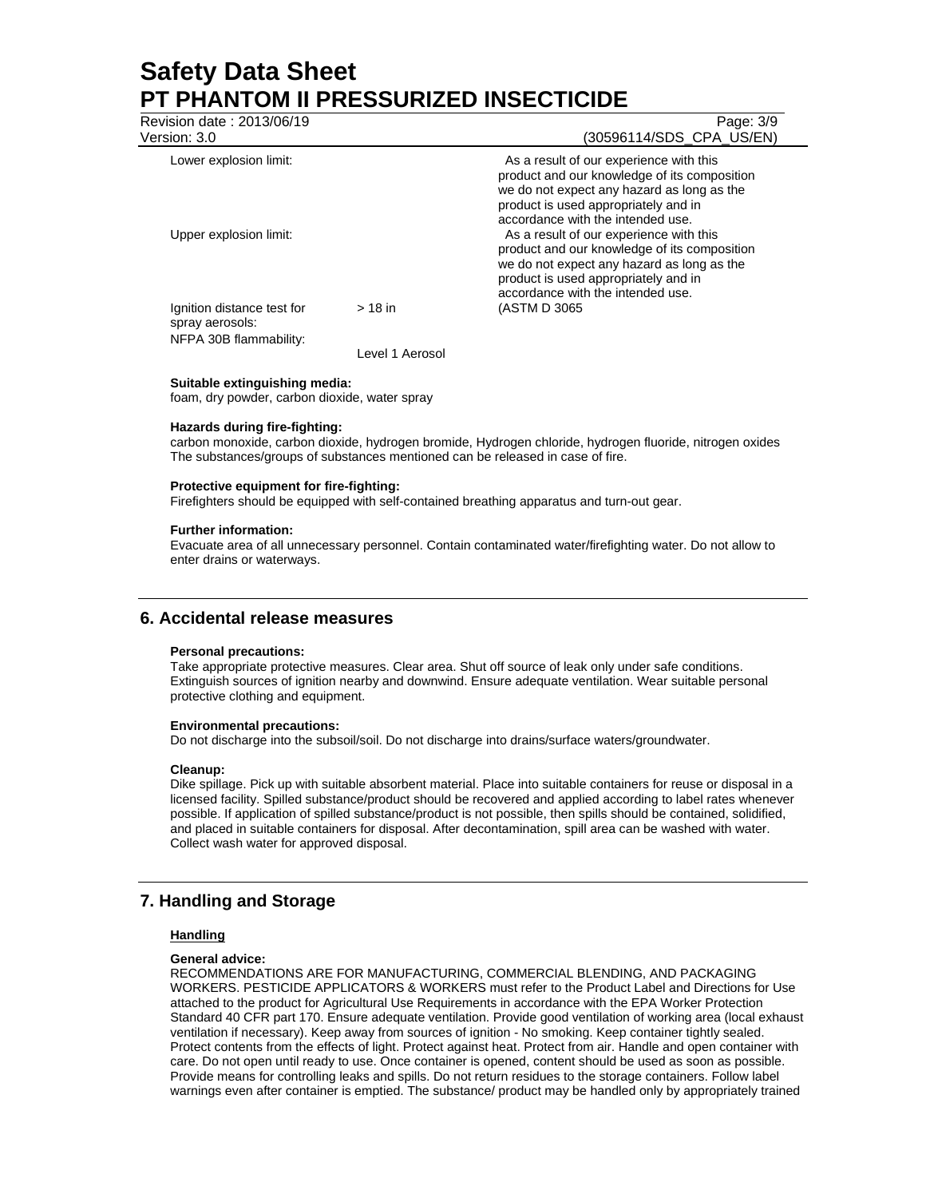| | | |
|---|---|---|
| Lower explosion limit: | | As a result of our experience with this product and our knowledge of its composition we do not expect any hazard as long as the product is used appropriately and in accordance with the intended use. |
| Upper explosion limit: | | As a result of our experience with this product and our knowledge of its composition we do not expect any hazard as long as the product is used appropriately and in accordance with the intended use. |
| Ignition distance test for spray aerosols: | > 18 in | (ASTM D 3065 |
| NFPA 30B flammability: | Level 1 Aerosol | |

**Suitable extinguishing media:**
foam, dry powder, carbon dioxide, water spray

**Hazards during fire-fighting:**
carbon monoxide, carbon dioxide, hydrogen bromide, Hydrogen chloride, hydrogen fluoride, nitrogen oxides
The substances/groups of substances mentioned can be released in case of fire.

**Protective equipment for fire-fighting:**
Firefighters should be equipped with self-contained breathing apparatus and turn-out gear.

**Further information:**
Evacuate area of all unnecessary personnel. Contain contaminated water/firefighting water. Do not allow to enter drains or waterways.

## 6. Accidental release measures

**Personal precautions:**
Take appropriate protective measures. Clear area. Shut off source of leak only under safe conditions. Extinguish sources of ignition nearby and downwind. Ensure adequate ventilation. Wear suitable personal protective clothing and equipment.

**Environmental precautions:**
Do not discharge into the subsoil/soil. Do not discharge into drains/surface waters/groundwater.

**Cleanup:**
Dike spillage. Pick up with suitable absorbent material. Place into suitable containers for reuse or disposal in a licensed facility. Spilled substance/product should be recovered and applied according to label rates whenever possible. If application of spilled substance/product is not possible, then spills should be contained, solidified, and placed in suitable containers for disposal. After decontamination, spill area can be washed with water. Collect wash water for approved disposal.

## 7. Handling and Storage

### Handling

**General advice:**
RECOMMENDATIONS ARE FOR MANUFACTURING, COMMERCIAL BLENDING, AND PACKAGING WORKERS. PESTICIDE APPLICATORS & WORKERS must refer to the Product Label and Directions for Use attached to the product for Agricultural Use Requirements in accordance with the EPA Worker Protection Standard 40 CFR part 170. Ensure adequate ventilation. Provide good ventilation of working area (local exhaust ventilation if necessary). Keep away from sources of ignition - No smoking. Keep container tightly sealed. Protect contents from the effects of light. Protect against heat. Protect from air. Handle and open container with care. Do not open until ready to use. Once container is opened, content should be used as soon as possible. Provide means for controlling leaks and spills. Do not return residues to the storage containers. Follow label warnings even after container is emptied. The substance/ product may be handled only by appropriately trained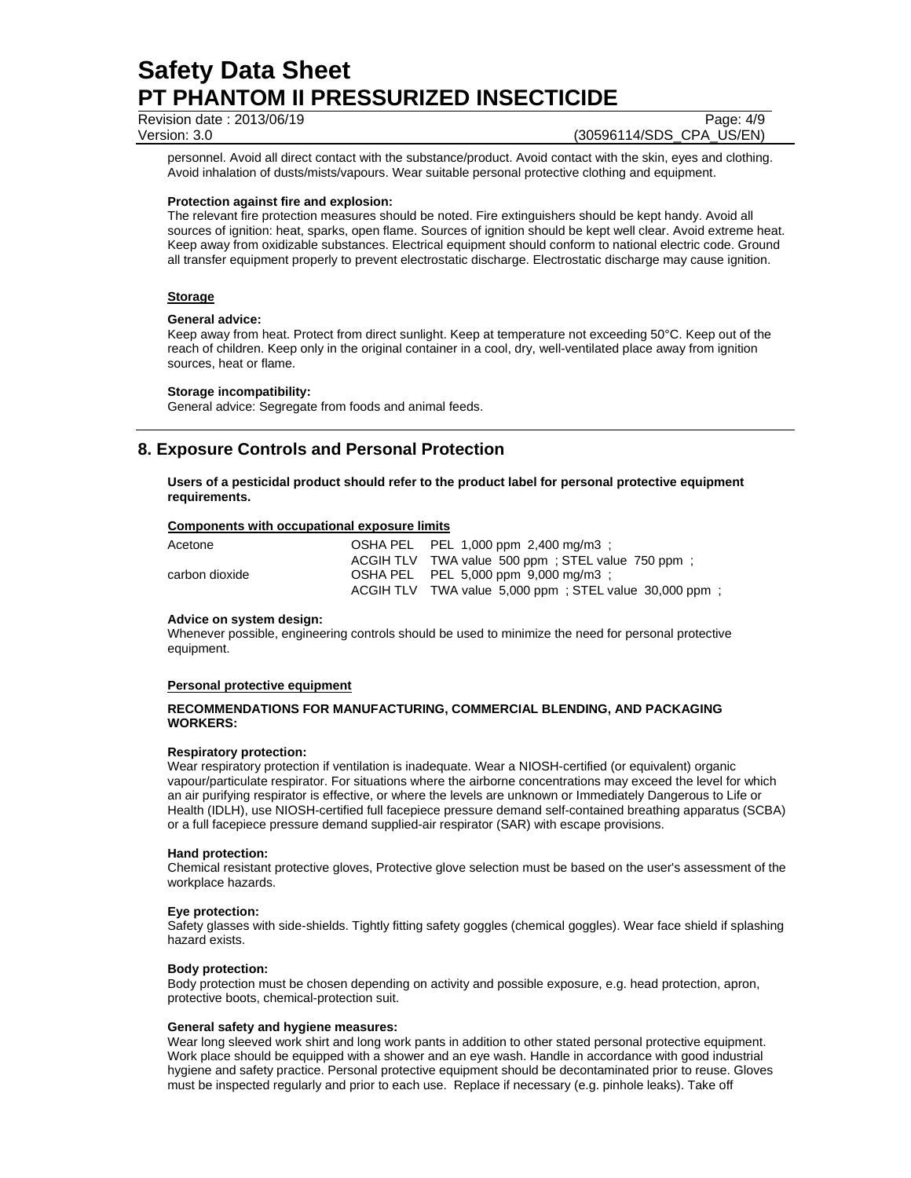personnel. Avoid all direct contact with the substance/product. Avoid contact with the skin, eyes and clothing. Avoid inhalation of dusts/mists/vapours. Wear suitable personal protective clothing and equipment.

**Protection against fire and explosion:**
The relevant fire protection measures should be noted. Fire extinguishers should be kept handy. Avoid all sources of ignition: heat, sparks, open flame. Sources of ignition should be kept well clear. Avoid extreme heat. Keep away from oxidizable substances. Electrical equipment should conform to national electric code. Ground all transfer equipment properly to prevent electrostatic discharge. Electrostatic discharge may cause ignition.

### Storage

**General advice:**
Keep away from heat. Protect from direct sunlight. Keep at temperature not exceeding 50°C. Keep out of the reach of children. Keep only in the original container in a cool, dry, well-ventilated place away from ignition sources, heat or flame.

**Storage incompatibility:**
General advice: Segregate from foods and animal feeds.

## 8. Exposure Controls and Personal Protection

**Users of a pesticidal product should refer to the product label for personal protective equipment requirements.**

**Components with occupational exposure limits**

| | | |
|---|---|---|
| Acetone | OSHA PEL | PEL 1,000 ppm 2,400 mg/m3 ; |
| | ACGIH TLV | TWA value 500 ppm ; STEL value 750 ppm ; |
| carbon dioxide | OSHA PEL | PEL 5,000 ppm 9,000 mg/m3 ; |
| | ACGIH TLV | TWA value 5,000 ppm ; STEL value 30,000 ppm ; |

**Advice on system design:**
Whenever possible, engineering controls should be used to minimize the need for personal protective equipment.

### Personal protective equipment

**RECOMMENDATIONS FOR MANUFACTURING, COMMERCIAL BLENDING, AND PACKAGING WORKERS:**

**Respiratory protection:**
Wear respiratory protection if ventilation is inadequate. Wear a NIOSH-certified (or equivalent) organic vapour/particulate respirator. For situations where the airborne concentrations may exceed the level for which an air purifying respirator is effective, or where the levels are unknown or Immediately Dangerous to Life or Health (IDLH), use NIOSH-certified full facepiece pressure demand self-contained breathing apparatus (SCBA) or a full facepiece pressure demand supplied-air respirator (SAR) with escape provisions.

**Hand protection:**
Chemical resistant protective gloves, Protective glove selection must be based on the user's assessment of the workplace hazards.

**Eye protection:**
Safety glasses with side-shields. Tightly fitting safety goggles (chemical goggles). Wear face shield if splashing hazard exists.

**Body protection:**
Body protection must be chosen depending on activity and possible exposure, e.g. head protection, apron, protective boots, chemical-protection suit.

**General safety and hygiene measures:**
Wear long sleeved work shirt and long work pants in addition to other stated personal protective equipment. Work place should be equipped with a shower and an eye wash. Handle in accordance with good industrial hygiene and safety practice. Personal protective equipment should be decontaminated prior to reuse. Gloves must be inspected regularly and prior to each use. Replace if necessary (e.g. pinhole leaks). Take off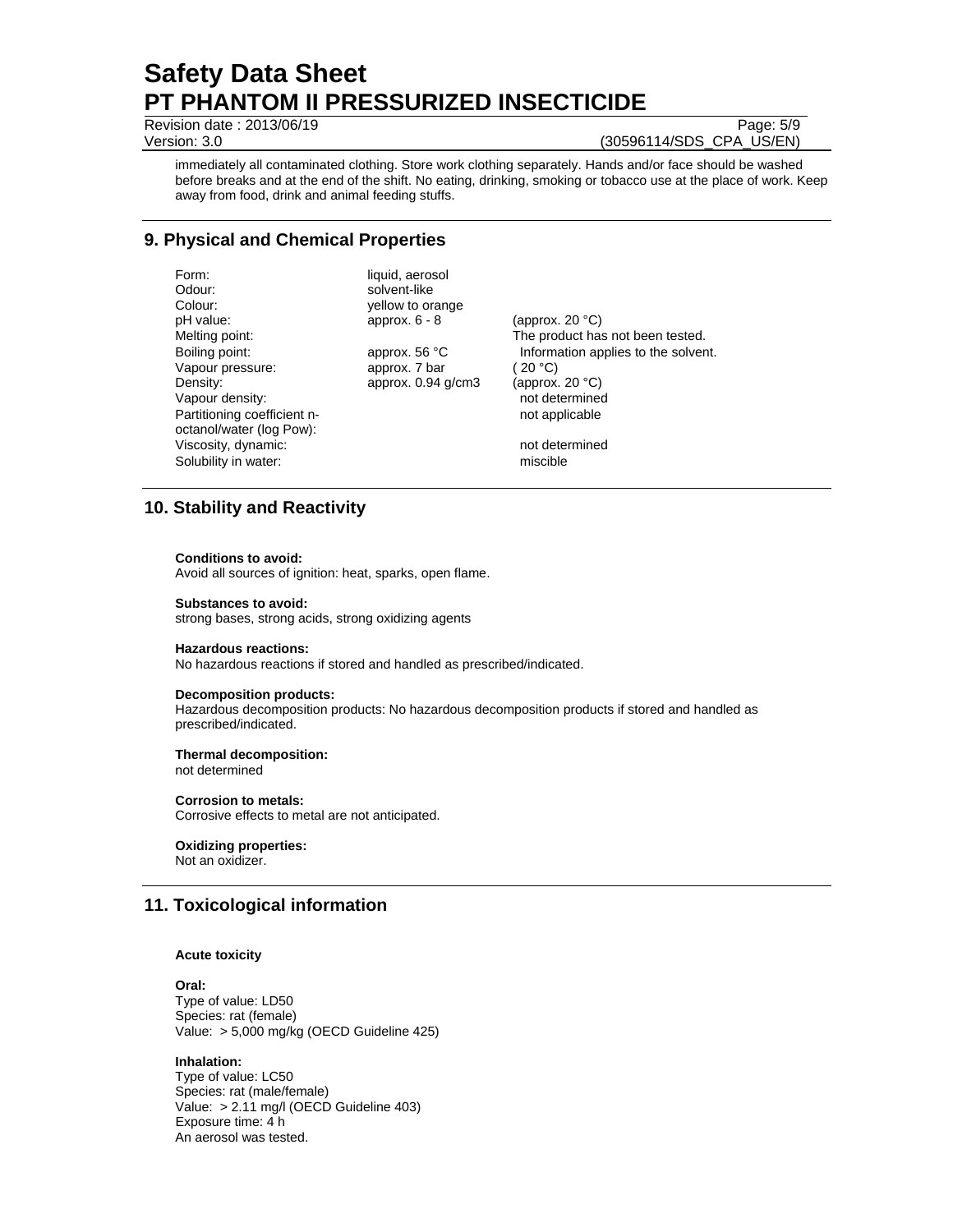immediately all contaminated clothing. Store work clothing separately. Hands and/or face should be washed before breaks and at the end of the shift. No eating, drinking, smoking or tobacco use at the place of work. Keep away from food, drink and animal feeding stuffs.

## 9. Physical and Chemical Properties

| | | |
|---|---|---|
| Form: | liquid, aerosol | |
| Odour: | solvent-like | |
| Colour: | yellow to orange | |
| pH value: | approx. 6 - 8 | (approx. 20 °C) |
| Melting point: | | The product has not been tested. |
| Boiling point: | approx. 56 °C | Information applies to the solvent. |
| Vapour pressure: | approx. 7 bar | ( 20 °C) |
| Density: | approx. 0.94 g/cm3 | (approx. 20 °C) |
| Vapour density: | | not determined |
| Partitioning coefficient n-octanol/water (log Pow): | | not applicable |
| Viscosity, dynamic: | | not determined |
| Solubility in water: | | miscible |

## 10. Stability and Reactivity

**Conditions to avoid:**
Avoid all sources of ignition: heat, sparks, open flame.

**Substances to avoid:**
strong bases, strong acids, strong oxidizing agents

**Hazardous reactions:**
No hazardous reactions if stored and handled as prescribed/indicated.

**Decomposition products:**
Hazardous decomposition products: No hazardous decomposition products if stored and handled as prescribed/indicated.

**Thermal decomposition:**
not determined

**Corrosion to metals:**
Corrosive effects to metal are not anticipated.

**Oxidizing properties:**
Not an oxidizer.

## 11. Toxicological information

**Acute toxicity**

**Oral:**
Type of value: LD50
Species: rat (female)
Value: > 5,000 mg/kg (OECD Guideline 425)

**Inhalation:**
Type of value: LC50
Species: rat (male/female)
Value: > 2.11 mg/l (OECD Guideline 403)
Exposure time: 4 h
An aerosol was tested.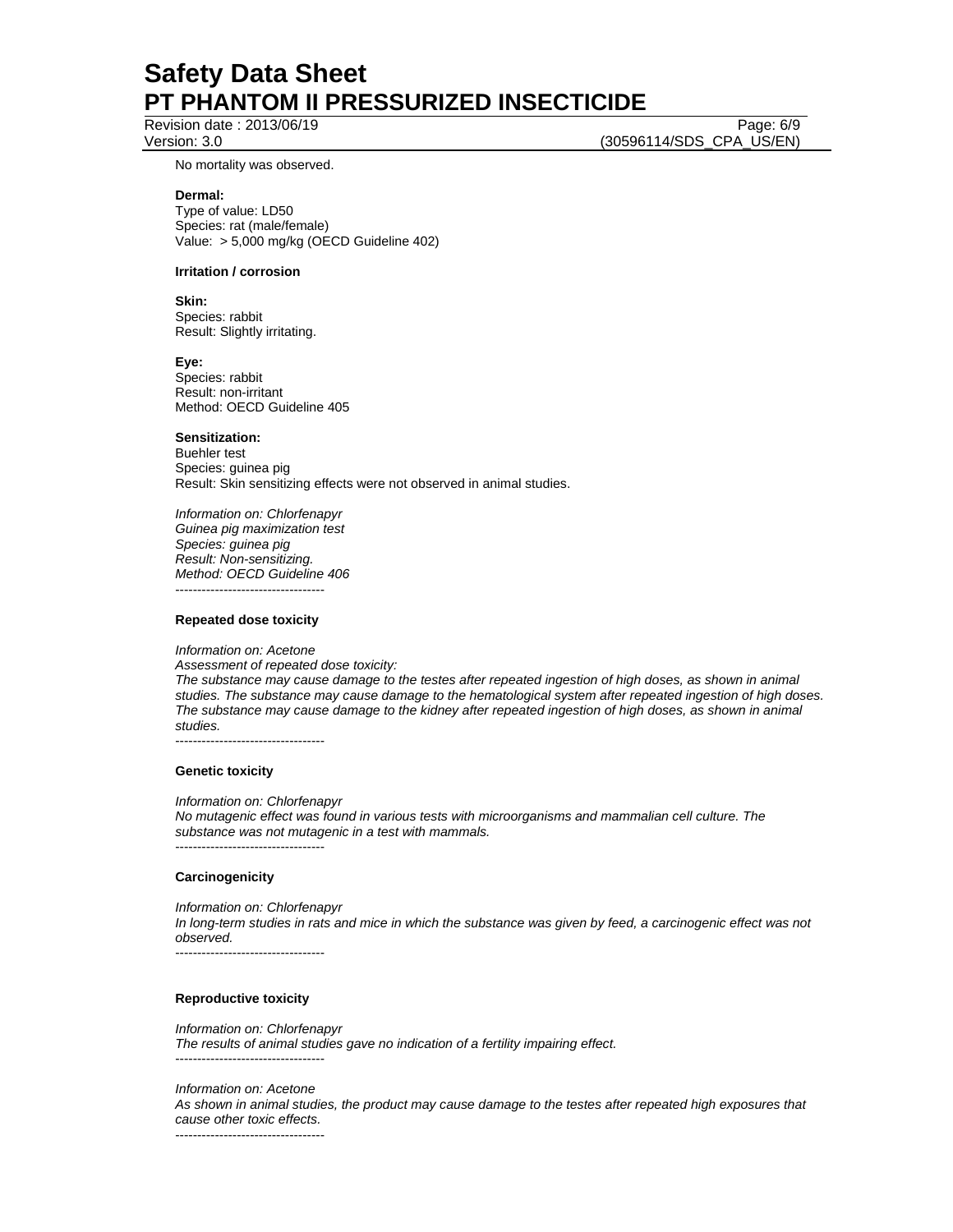No mortality was observed.

**Dermal:**
Type of value: LD50
Species: rat (male/female)
Value: > 5,000 mg/kg (OECD Guideline 402)

**Irritation / corrosion**

**Skin:**
Species: rabbit
Result: Slightly irritating.

**Eye:**
Species: rabbit
Result: non-irritant
Method: OECD Guideline 405

**Sensitization:**
Buehler test
Species: guinea pig
Result: Skin sensitizing effects were not observed in animal studies.

*Information on: Chlorfenapyr*
*Guinea pig maximization test*
*Species: guinea pig*
*Result: Non-sensitizing.*
*Method: OECD Guideline 406*
----------------------------------

**Repeated dose toxicity**

*Information on: Acetone*
*Assessment of repeated dose toxicity:*
*The substance may cause damage to the testes after repeated ingestion of high doses, as shown in animal studies. The substance may cause damage to the hematological system after repeated ingestion of high doses. The substance may cause damage to the kidney after repeated ingestion of high doses, as shown in animal studies.*
----------------------------------

**Genetic toxicity**

*Information on: Chlorfenapyr*
*No mutagenic effect was found in various tests with microorganisms and mammalian cell culture. The substance was not mutagenic in a test with mammals.*
----------------------------------

**Carcinogenicity**

*Information on: Chlorfenapyr*
*In long-term studies in rats and mice in which the substance was given by feed, a carcinogenic effect was not observed.*
----------------------------------

**Reproductive toxicity**

*Information on: Chlorfenapyr*
*The results of animal studies gave no indication of a fertility impairing effect.*
----------------------------------

*Information on: Acetone*
*As shown in animal studies, the product may cause damage to the testes after repeated high exposures that cause other toxic effects.*
----------------------------------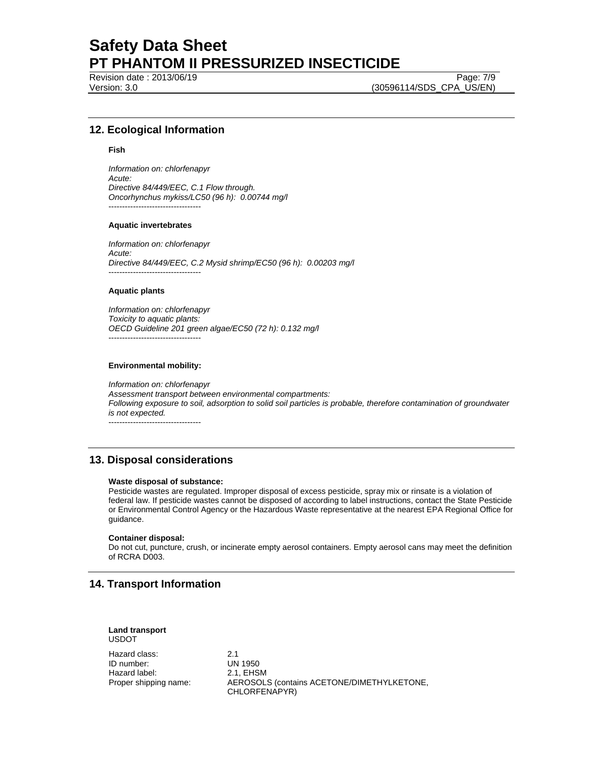## 12. Ecological Information

**Fish**

*Information on: chlorfenapyr*
*Acute:*
*Directive 84/449/EEC, C.1 Flow through.*
*Oncorhynchus mykiss/LC50 (96 h): 0.00744 mg/l*
----------------------------------

**Aquatic invertebrates**

*Information on: chlorfenapyr*
*Acute:*
*Directive 84/449/EEC, C.2 Mysid shrimp/EC50 (96 h): 0.00203 mg/l*
----------------------------------

**Aquatic plants**

*Information on: chlorfenapyr*
*Toxicity to aquatic plants:*
*OECD Guideline 201 green algae/EC50 (72 h): 0.132 mg/l*
----------------------------------

**Environmental mobility:**

*Information on: chlorfenapyr*
*Assessment transport between environmental compartments:*
*Following exposure to soil, adsorption to solid soil particles is probable, therefore contamination of groundwater is not expected.*
----------------------------------

## 13. Disposal considerations

**Waste disposal of substance:**
Pesticide wastes are regulated. Improper disposal of excess pesticide, spray mix or rinsate is a violation of federal law. If pesticide wastes cannot be disposed of according to label instructions, contact the State Pesticide or Environmental Control Agency or the Hazardous Waste representative at the nearest EPA Regional Office for guidance.

**Container disposal:**
Do not cut, puncture, crush, or incinerate empty aerosol containers. Empty aerosol cans may meet the definition of RCRA D003.

## 14. Transport Information

**Land transport**
USDOT

| | |
|---|---|
| Hazard class: | 2.1 |
| ID number: | UN 1950 |
| Hazard label: | 2.1, EHSM |
| Proper shipping name: | AEROSOLS (contains ACETONE/DIMETHYLKETONE, CHLORFENAPYR) |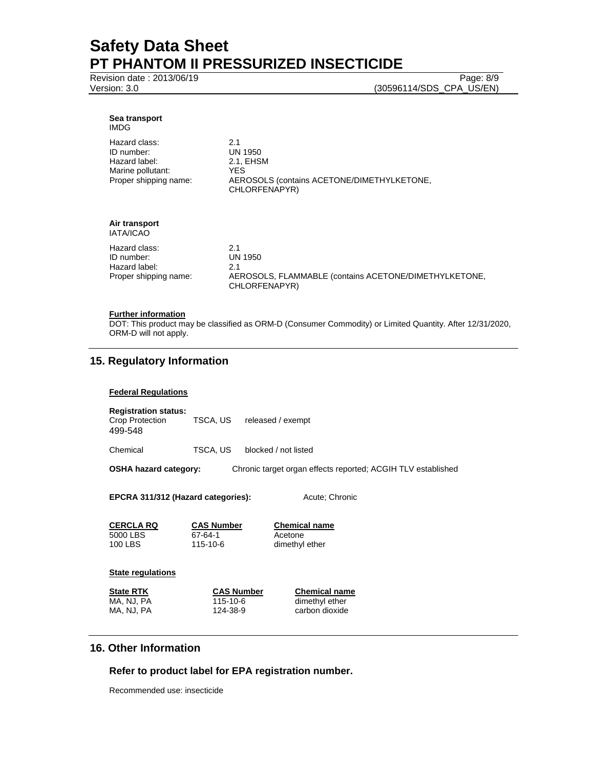**Sea transport**
IMDG

| | |
|---|---|
| Hazard class: | 2.1 |
| ID number: | UN 1950 |
| Hazard label: | 2.1, EHSM |
| Marine pollutant: | YES |
| Proper shipping name: | AEROSOLS (contains ACETONE/DIMETHYLKETONE, CHLORFENAPYR) |

**Air transport**
IATA/ICAO

| | |
|---|---|
| Hazard class: | 2.1 |
| ID number: | UN 1950 |
| Hazard label: | 2.1 |
| Proper shipping name: | AEROSOLS, FLAMMABLE (contains ACETONE/DIMETHYLKETONE, CHLORFENAPYR) |

**Further information**
DOT: This product may be classified as ORM-D (Consumer Commodity) or Limited Quantity. After 12/31/2020, ORM-D will not apply.

## 15. Regulatory Information

**Federal Regulations**

**Registration status:**

| | | |
|---|---|---|
| Crop Protection 499-548 | TSCA, US | released / exempt |
| Chemical | TSCA, US | blocked / not listed |

**OSHA hazard category:** Chronic target organ effects reported; ACGIH TLV established

**EPCRA 311/312 (Hazard categories):** Acute; Chronic

| CERCLA RQ | CAS Number | Chemical name |
|---|---|---|
| 5000 LBS | 67-64-1 | Acetone |
| 100 LBS | 115-10-6 | dimethyl ether |

**State regulations**

| State RTK | CAS Number | Chemical name |
|---|---|---|
| MA, NJ, PA | 115-10-6 | dimethyl ether |
| MA, NJ, PA | 124-38-9 | carbon dioxide |

## 16. Other Information

### Refer to product label for EPA registration number.

Recommended use: insecticide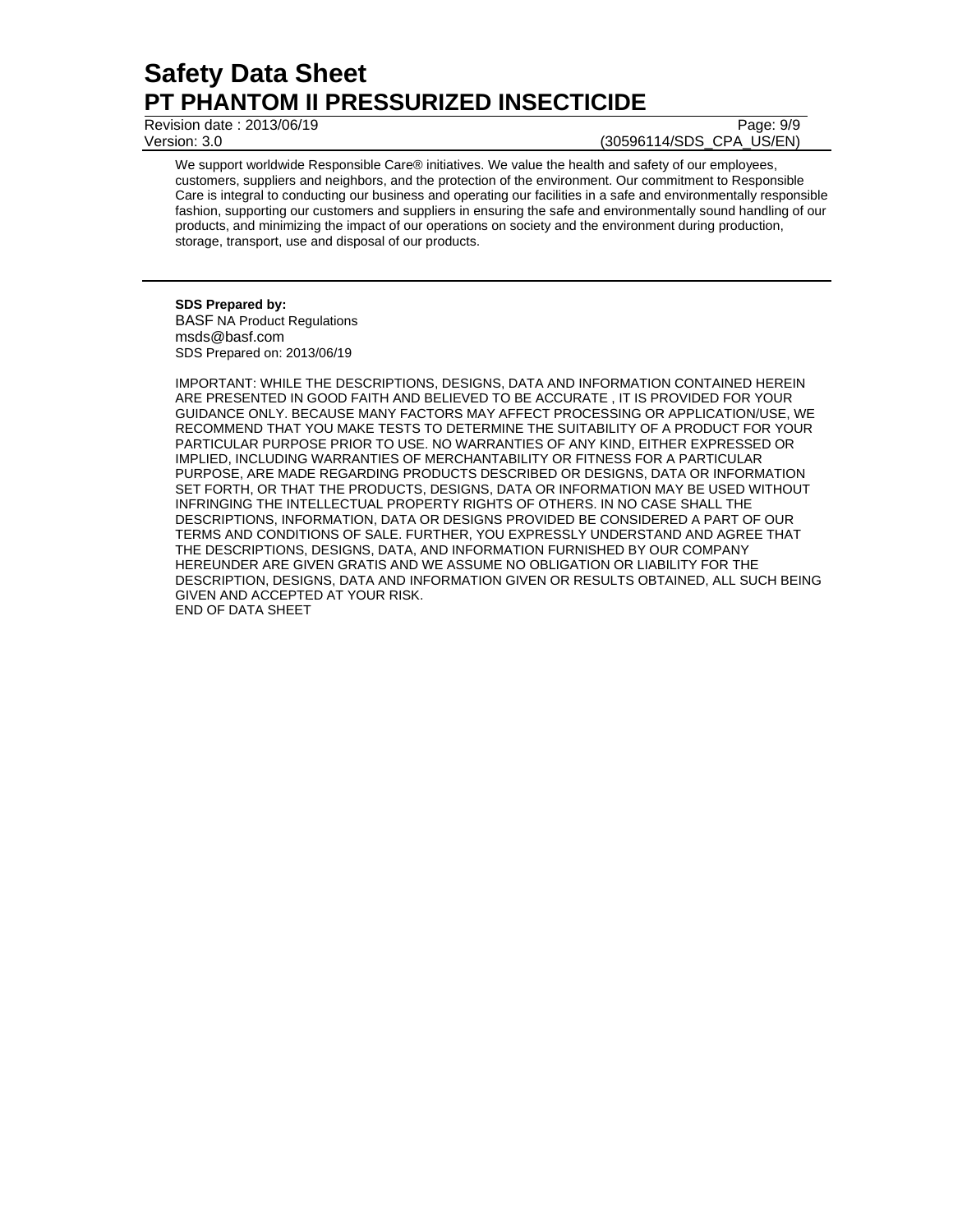We support worldwide Responsible Care® initiatives. We value the health and safety of our employees, customers, suppliers and neighbors, and the protection of the environment. Our commitment to Responsible Care is integral to conducting our business and operating our facilities in a safe and environmentally responsible fashion, supporting our customers and suppliers in ensuring the safe and environmentally sound handling of our products, and minimizing the impact of our operations on society and the environment during production, storage, transport, use and disposal of our products.

---

**SDS Prepared by:**
BASF NA Product Regulations
msds@basf.com
SDS Prepared on: 2013/06/19

IMPORTANT: WHILE THE DESCRIPTIONS, DESIGNS, DATA AND INFORMATION CONTAINED HEREIN ARE PRESENTED IN GOOD FAITH AND BELIEVED TO BE ACCURATE , IT IS PROVIDED FOR YOUR GUIDANCE ONLY. BECAUSE MANY FACTORS MAY AFFECT PROCESSING OR APPLICATION/USE, WE RECOMMEND THAT YOU MAKE TESTS TO DETERMINE THE SUITABILITY OF A PRODUCT FOR YOUR PARTICULAR PURPOSE PRIOR TO USE. NO WARRANTIES OF ANY KIND, EITHER EXPRESSED OR IMPLIED, INCLUDING WARRANTIES OF MERCHANTABILITY OR FITNESS FOR A PARTICULAR PURPOSE, ARE MADE REGARDING PRODUCTS DESCRIBED OR DESIGNS, DATA OR INFORMATION SET FORTH, OR THAT THE PRODUCTS, DESIGNS, DATA OR INFORMATION MAY BE USED WITHOUT INFRINGING THE INTELLECTUAL PROPERTY RIGHTS OF OTHERS. IN NO CASE SHALL THE DESCRIPTIONS, INFORMATION, DATA OR DESIGNS PROVIDED BE CONSIDERED A PART OF OUR TERMS AND CONDITIONS OF SALE. FURTHER, YOU EXPRESSLY UNDERSTAND AND AGREE THAT THE DESCRIPTIONS, DESIGNS, DATA, AND INFORMATION FURNISHED BY OUR COMPANY HEREUNDER ARE GIVEN GRATIS AND WE ASSUME NO OBLIGATION OR LIABILITY FOR THE DESCRIPTION, DESIGNS, DATA AND INFORMATION GIVEN OR RESULTS OBTAINED, ALL SUCH BEING GIVEN AND ACCEPTED AT YOUR RISK.
END OF DATA SHEET